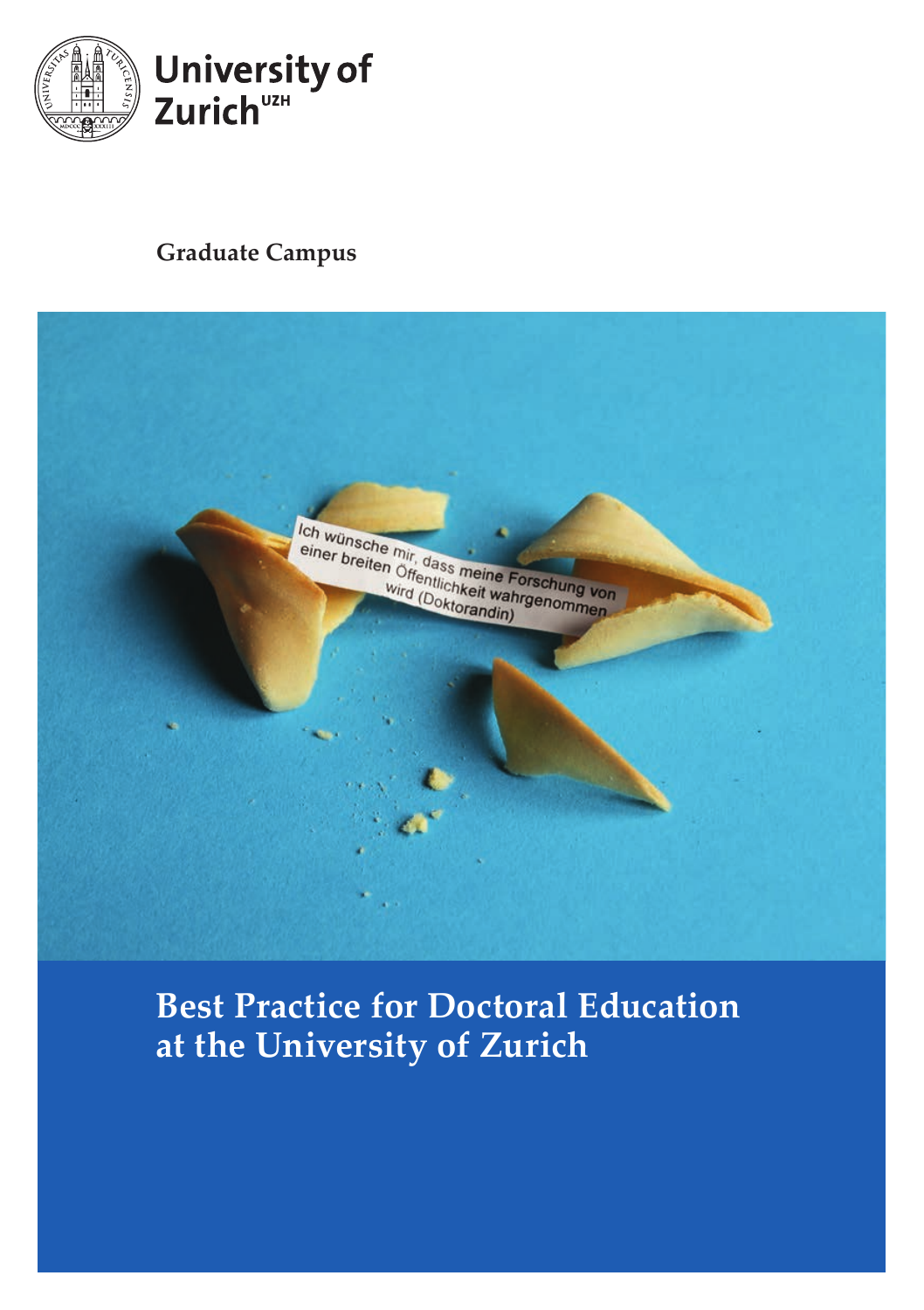University of Zurich[UZH]

Graduate Campus

# Best Practice for Doctoral Education at the University of Zurich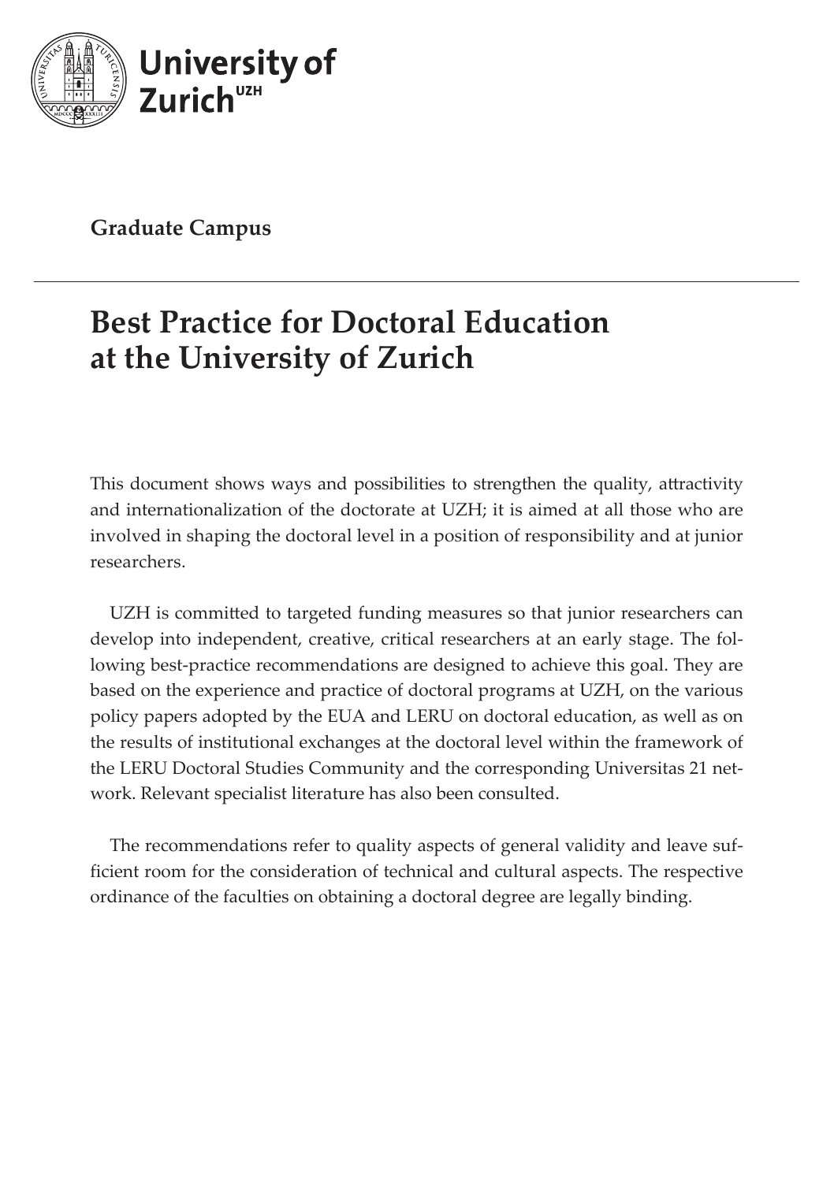**University of Zurich**[UZH]

**Graduate Campus**

---

# Best Practice for Doctoral Education at the University of Zurich

This document shows ways and possibilities to strengthen the quality, attractivity and internationalization of the doctorate at UZH; it is aimed at all those who are involved in shaping the doctoral level in a position of responsibility and at junior researchers.

UZH is committed to targeted funding measures so that junior researchers can develop into independent, creative, critical researchers at an early stage. The following best-practice recommendations are designed to achieve this goal. They are based on the experience and practice of doctoral programs at UZH, on the various policy papers adopted by the EUA and LERU on doctoral education, as well as on the results of institutional exchanges at the doctoral level within the framework of the LERU Doctoral Studies Community and the corresponding Universitas 21 network. Relevant specialist literature has also been consulted.

The recommendations refer to quality aspects of general validity and leave sufficient room for the consideration of technical and cultural aspects. The respective ordinance of the faculties on obtaining a doctoral degree are legally binding.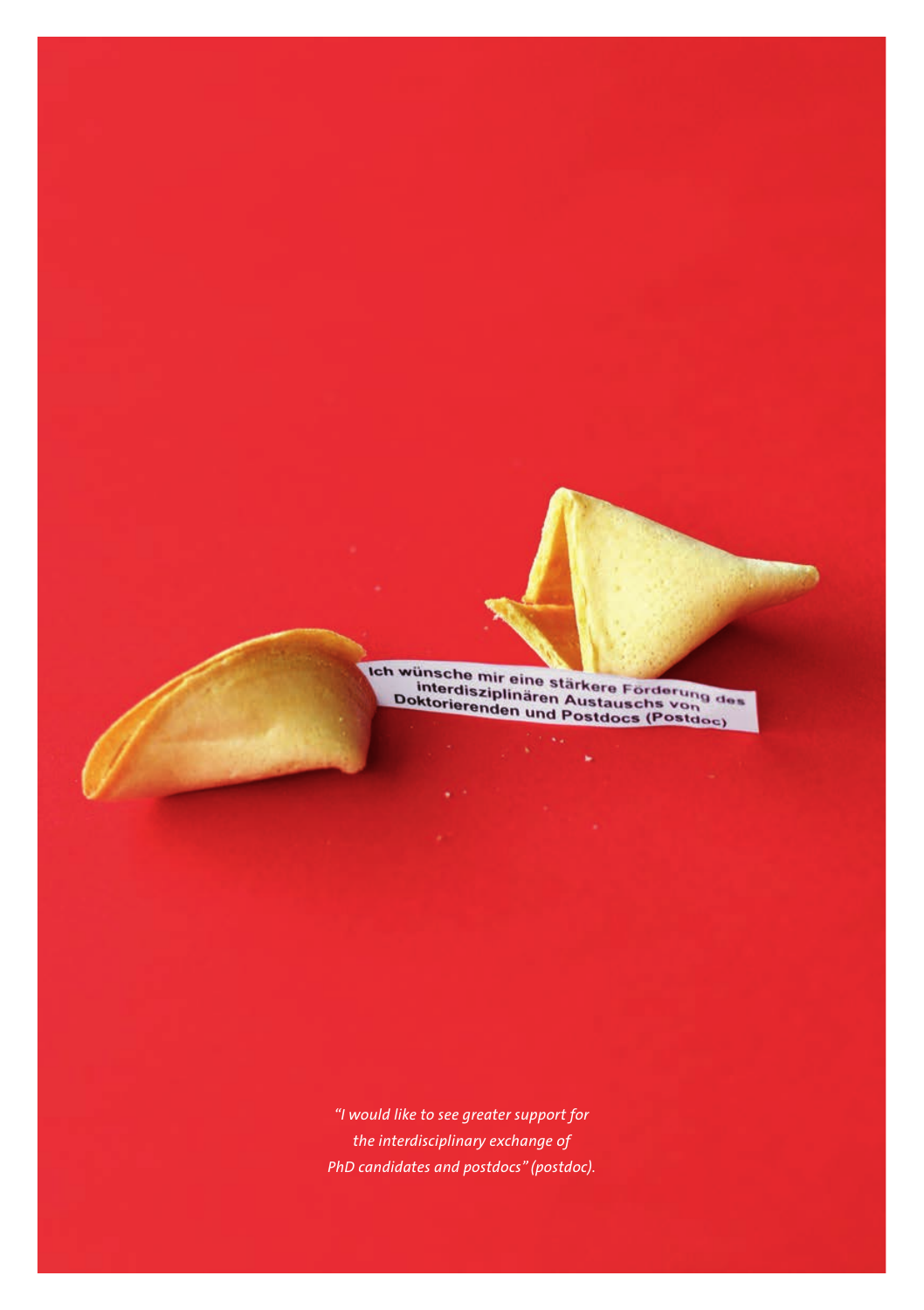Ich wünsche mir eine stärkere Förderung des interdisziplinären Austauschs von Doktorierenden und Postdocs (Postdoc)

*"I would like to see greater support for the interdisciplinary exchange of PhD candidates and postdocs" (postdoc).*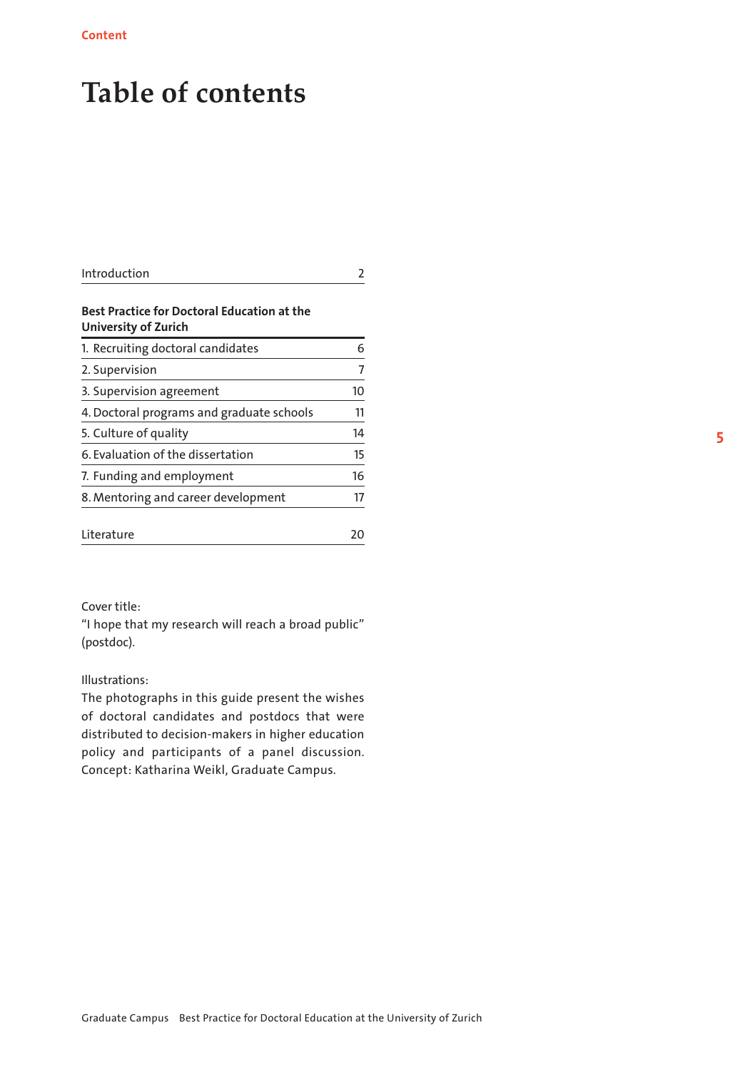# Table of contents

| | |
|---|---|
| Introduction | 2 |

**Best Practice for Doctoral Education at the University of Zurich**

| | |
|---|---|
| 1. Recruiting doctoral candidates | 6 |
| 2. Supervision | 7 |
| 3. Supervision agreement | 10 |
| 4. Doctoral programs and graduate schools | 11 |
| 5. Culture of quality | 14 |
| 6. Evaluation of the dissertation | 15 |
| 7. Funding and employment | 16 |
| 8. Mentoring and career development | 17 |

| | |
|---|---|
| Literature | 20 |

Cover title:
"I hope that my research will reach a broad public" (postdoc).

Illustrations:
The photographs in this guide present the wishes of doctoral candidates and postdocs that were distributed to decision-makers in higher education policy and participants of a panel discussion. Concept: Katharina Weikl, Graduate Campus.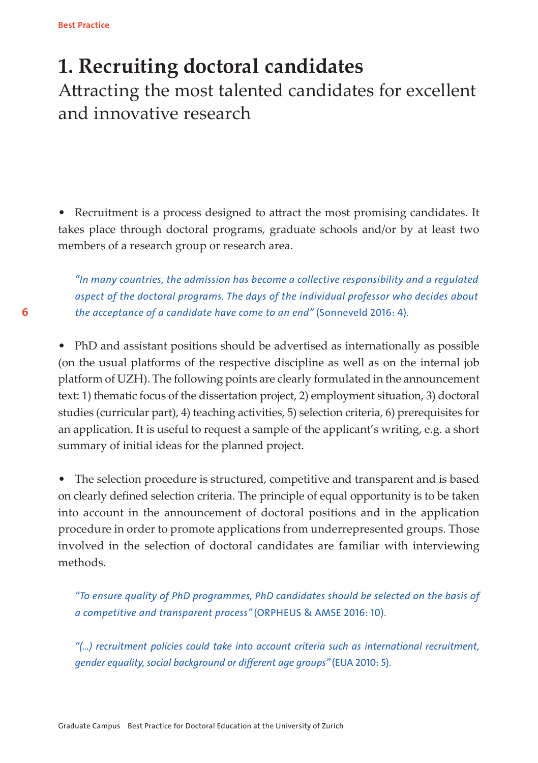# 1. Recruiting doctoral candidates

## Attracting the most talented candidates for excellent and innovative research

- Recruitment is a process designed to attract the most promising candidates. It takes place through doctoral programs, graduate schools and/or by at least two members of a research group or research area.

> *"In many countries, the admission has become a collective responsibility and a regulated aspect of the doctoral programs. The days of the individual professor who decides about the acceptance of a candidate have come to an end"* (Sonneveld 2016: 4).

- PhD and assistant positions should be advertised as internationally as possible (on the usual platforms of the respective discipline as well as on the internal job platform of UZH). The following points are clearly formulated in the announcement text: 1) thematic focus of the dissertation project, 2) employment situation, 3) doctoral studies (curricular part), 4) teaching activities, 5) selection criteria, 6) prerequisites for an application. It is useful to request a sample of the applicant's writing, e.g. a short summary of initial ideas for the planned project.

- The selection procedure is structured, competitive and transparent and is based on clearly defined selection criteria. The principle of equal opportunity is to be taken into account in the announcement of doctoral positions and in the application procedure in order to promote applications from underrepresented groups. Those involved in the selection of doctoral candidates are familiar with interviewing methods.

> *"To ensure quality of PhD programmes, PhD candidates should be selected on the basis of a competitive and transparent process"* (ORPHEUS & AMSE 2016: 10).

> *"(...) recruitment policies could take into account criteria such as international recruitment, gender equality, social background or different age groups"* (EUA 2010: 5).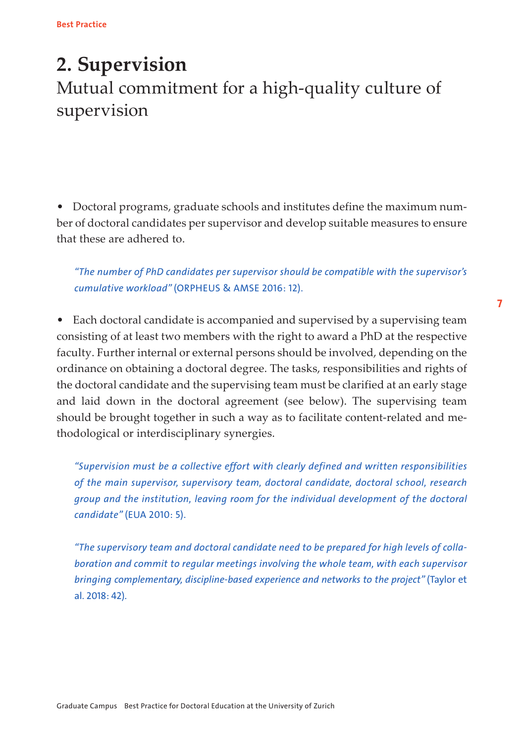# 2. Supervision

## Mutual commitment for a high-quality culture of supervision

- Doctoral programs, graduate schools and institutes define the maximum number of doctoral candidates per supervisor and develop suitable measures to ensure that these are adhered to.

> *"The number of PhD candidates per supervisor should be compatible with the supervisor's cumulative workload"* (ORPHEUS & AMSE 2016: 12).

- Each doctoral candidate is accompanied and supervised by a supervising team consisting of at least two members with the right to award a PhD at the respective faculty. Further internal or external persons should be involved, depending on the ordinance on obtaining a doctoral degree. The tasks, responsibilities and rights of the doctoral candidate and the supervising team must be clarified at an early stage and laid down in the doctoral agreement (see below). The supervising team should be brought together in such a way as to facilitate content-related and methodological or interdisciplinary synergies.

> *"Supervision must be a collective effort with clearly defined and written responsibilities of the main supervisor, supervisory team, doctoral candidate, doctoral school, research group and the institution, leaving room for the individual development of the doctoral candidate"* (EUA 2010: 5).

> *"The supervisory team and doctoral candidate need to be prepared for high levels of collaboration and commit to regular meetings involving the whole team, with each supervisor bringing complementary, discipline-based experience and networks to the project"* (Taylor et al. 2018: 42).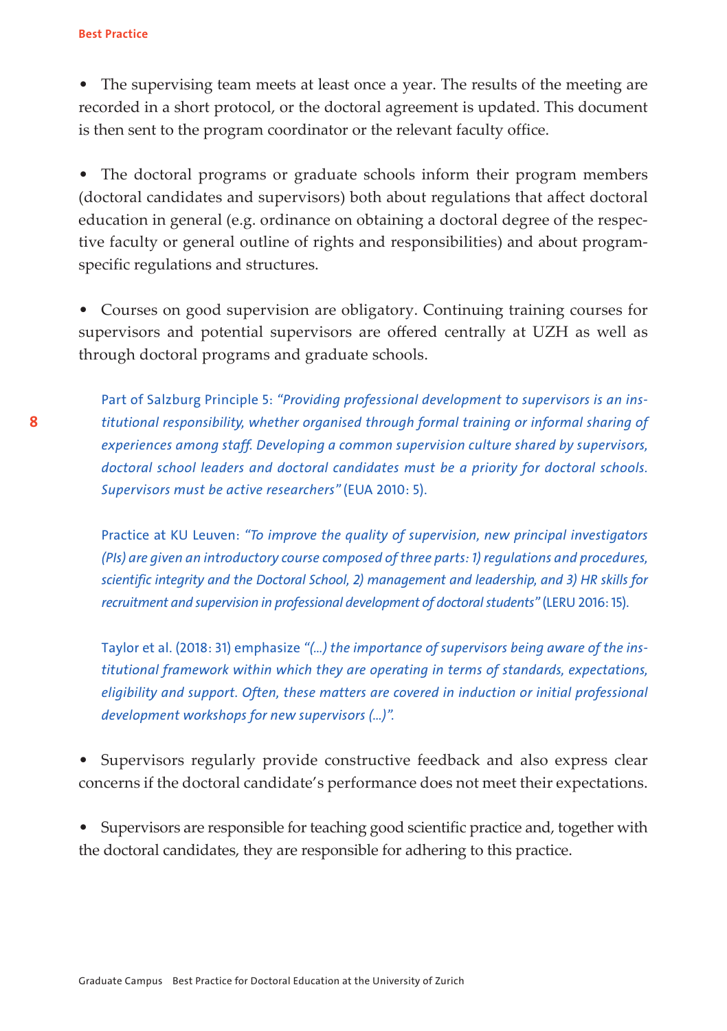- The supervising team meets at least once a year. The results of the meeting are recorded in a short protocol, or the doctoral agreement is updated. This document is then sent to the program coordinator or the relevant faculty office.

- The doctoral programs or graduate schools inform their program members (doctoral candidates and supervisors) both about regulations that affect doctoral education in general (e.g. ordinance on obtaining a doctoral degree of the respective faculty or general outline of rights and responsibilities) and about program-specific regulations and structures.

- Courses on good supervision are obligatory. Continuing training courses for supervisors and potential supervisors are offered centrally at UZH as well as through doctoral programs and graduate schools.

> Part of Salzburg Principle 5: *"Providing professional development to supervisors is an institutional responsibility, whether organised through formal training or informal sharing of experiences among staff. Developing a common supervision culture shared by supervisors, doctoral school leaders and doctoral candidates must be a priority for doctoral schools. Supervisors must be active researchers"* (EUA 2010: 5).
>
> Practice at KU Leuven: *"To improve the quality of supervision, new principal investigators (PIs) are given an introductory course composed of three parts: 1) regulations and procedures, scientific integrity and the Doctoral School, 2) management and leadership, and 3) HR skills for recruitment and supervision in professional development of doctoral students"* (LERU 2016: 15).
>
> Taylor et al. (2018: 31) emphasize *"(...) the importance of supervisors being aware of the institutional framework within which they are operating in terms of standards, expectations, eligibility and support. Often, these matters are covered in induction or initial professional development workshops for new supervisors (...)".*

- Supervisors regularly provide constructive feedback and also express clear concerns if the doctoral candidate's performance does not meet their expectations.

- Supervisors are responsible for teaching good scientific practice and, together with the doctoral candidates, they are responsible for adhering to this practice.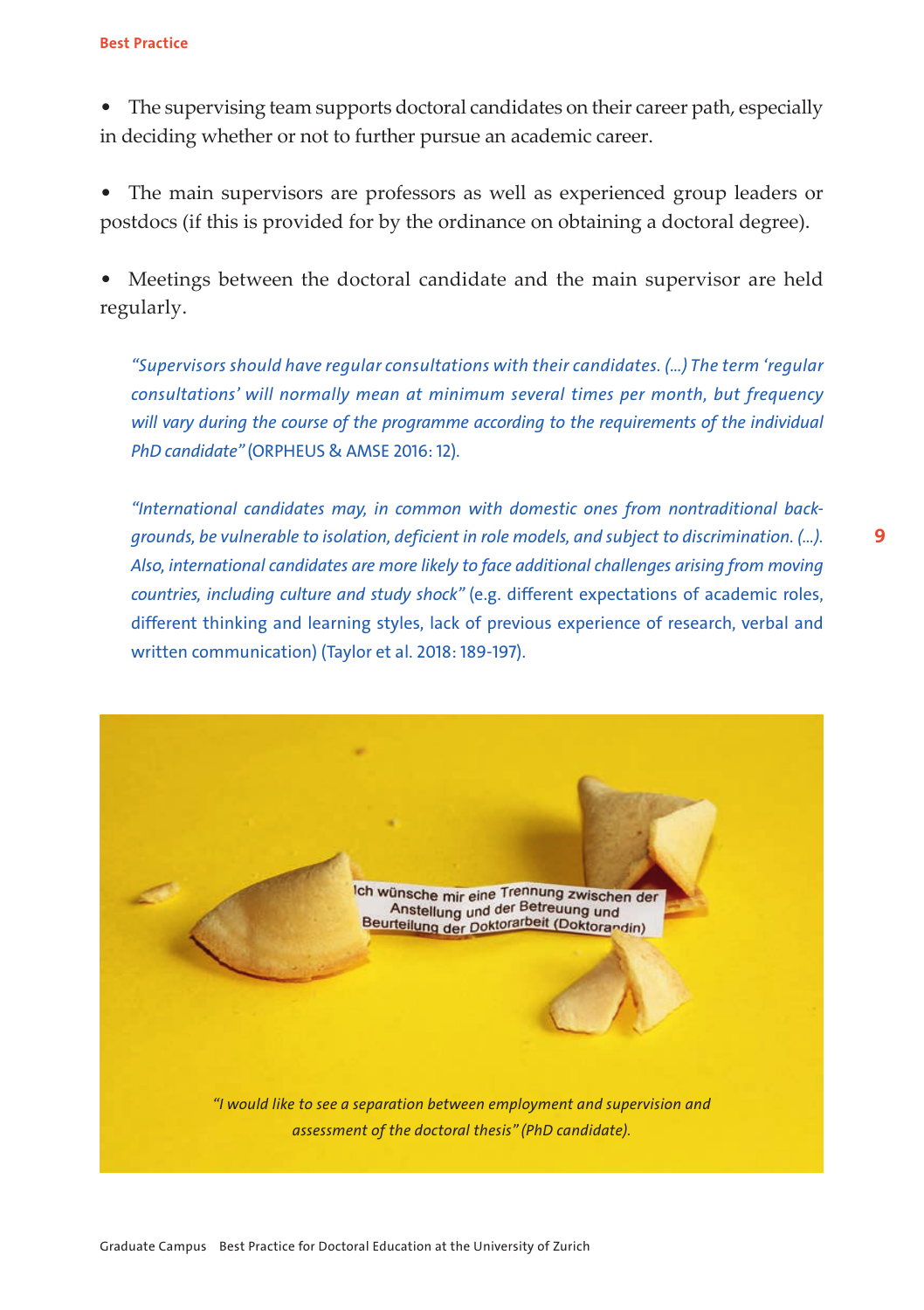- The supervising team supports doctoral candidates on their career path, especially in deciding whether or not to further pursue an academic career.

- The main supervisors are professors as well as experienced group leaders or postdocs (if this is provided for by the ordinance on obtaining a doctoral degree).

- Meetings between the doctoral candidate and the main supervisor are held regularly.

> *"Supervisors should have regular consultations with their candidates. (...) The term 'regular consultations' will normally mean at minimum several times per month, but frequency will vary during the course of the programme according to the requirements of the individual PhD candidate"* (ORPHEUS & AMSE 2016: 12).

> *"International candidates may, in common with domestic ones from nontraditional backgrounds, be vulnerable to isolation, deficient in role models, and subject to discrimination. (...). Also, international candidates are more likely to face additional challenges arising from moving countries, including culture and study shock"* (e.g. different expectations of academic roles, different thinking and learning styles, lack of previous experience of research, verbal and written communication) (Taylor et al. 2018: 189-197).

Ich wünsche mir eine Trennung zwischen der Anstellung und der Betreuung und Beurteilung der Doktorarbeit (Doktorandin)

*"I would like to see a separation between employment and supervision and assessment of the doctoral thesis" (PhD candidate).*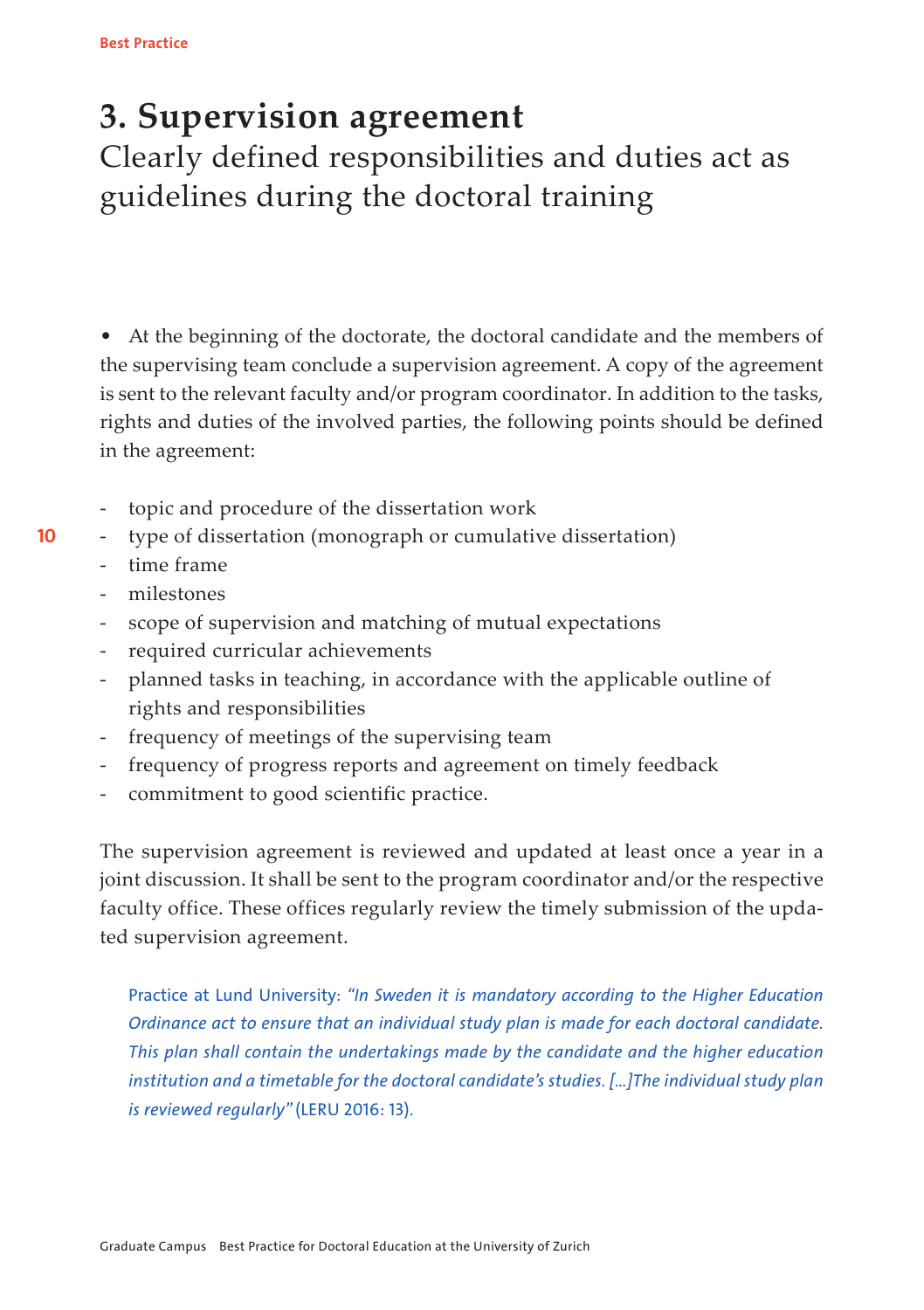# 3. Supervision agreement

## Clearly defined responsibilities and duties act as guidelines during the doctoral training

• At the beginning of the doctorate, the doctoral candidate and the members of the supervising team conclude a supervision agreement. A copy of the agreement is sent to the relevant faculty and/or program coordinator. In addition to the tasks, rights and duties of the involved parties, the following points should be defined in the agreement:

- topic and procedure of the dissertation work
- type of dissertation (monograph or cumulative dissertation)
- time frame
- milestones
- scope of supervision and matching of mutual expectations
- required curricular achievements
- planned tasks in teaching, in accordance with the applicable outline of rights and responsibilities
- frequency of meetings of the supervising team
- frequency of progress reports and agreement on timely feedback
- commitment to good scientific practice.

The supervision agreement is reviewed and updated at least once a year in a joint discussion. It shall be sent to the program coordinator and/or the respective faculty office. These offices regularly review the timely submission of the updated supervision agreement.

> Practice at Lund University: *"In Sweden it is mandatory according to the Higher Education Ordinance act to ensure that an individual study plan is made for each doctoral candidate. This plan shall contain the undertakings made by the candidate and the higher education institution and a timetable for the doctoral candidate's studies. [...]The individual study plan is reviewed regularly"* (LERU 2016: 13).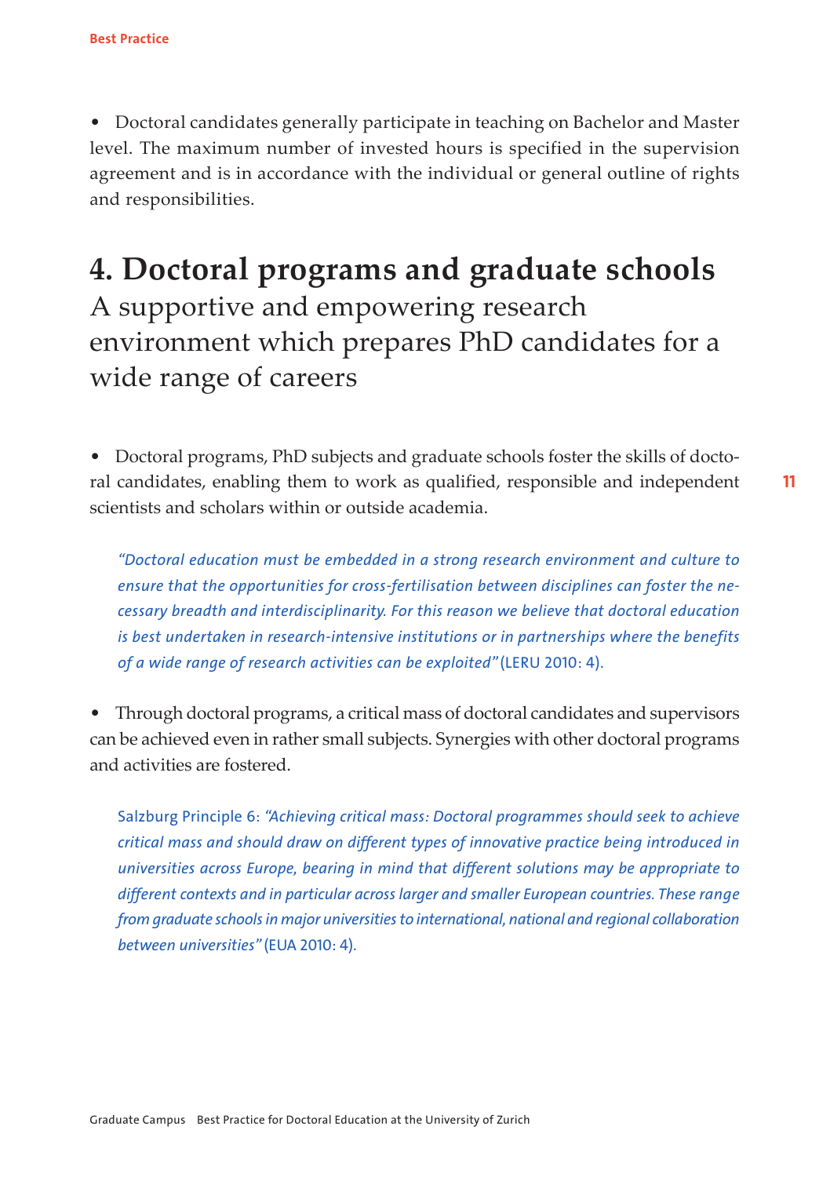- Doctoral candidates generally participate in teaching on Bachelor and Master level. The maximum number of invested hours is specified in the supervision agreement and is in accordance with the individual or general outline of rights and responsibilities.

# 4. Doctoral programs and graduate schools

## A supportive and empowering research environment which prepares PhD candidates for a wide range of careers

- Doctoral programs, PhD subjects and graduate schools foster the skills of doctoral candidates, enabling them to work as qualified, responsible and independent scientists and scholars within or outside academia.

> *"Doctoral education must be embedded in a strong research environment and culture to ensure that the opportunities for cross-fertilisation between disciplines can foster the necessary breadth and interdisciplinarity. For this reason we believe that doctoral education is best undertaken in research-intensive institutions or in partnerships where the benefits of a wide range of research activities can be exploited"* (LERU 2010: 4).

- Through doctoral programs, a critical mass of doctoral candidates and supervisors can be achieved even in rather small subjects. Synergies with other doctoral programs and activities are fostered.

> Salzburg Principle 6: *"Achieving critical mass: Doctoral programmes should seek to achieve critical mass and should draw on different types of innovative practice being introduced in universities across Europe, bearing in mind that different solutions may be appropriate to different contexts and in particular across larger and smaller European countries. These range from graduate schools in major universities to international, national and regional collaboration between universities"* (EUA 2010: 4).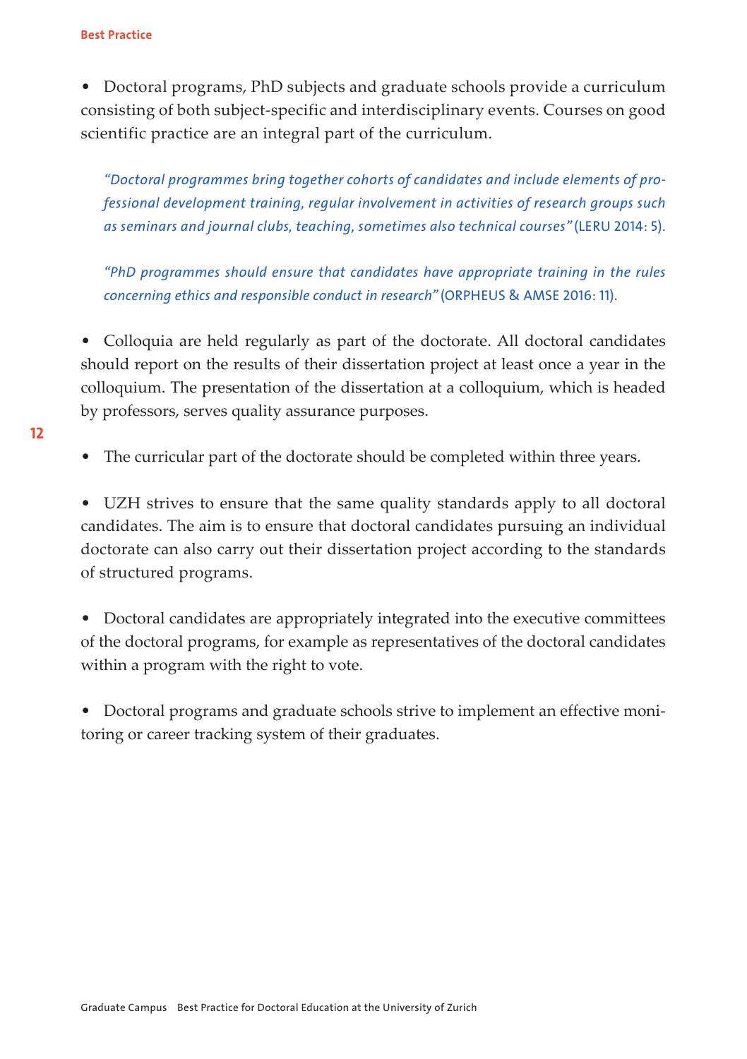- Doctoral programs, PhD subjects and graduate schools provide a curriculum consisting of both subject-specific and interdisciplinary events. Courses on good scientific practice are an integral part of the curriculum.

> *"Doctoral programmes bring together cohorts of candidates and include elements of professional development training, regular involvement in activities of research groups such as seminars and journal clubs, teaching, sometimes also technical courses"* (LERU 2014: 5).

> *"PhD programmes should ensure that candidates have appropriate training in the rules concerning ethics and responsible conduct in research"* (ORPHEUS & AMSE 2016: 11).

- Colloquia are held regularly as part of the doctorate. All doctoral candidates should report on the results of their dissertation project at least once a year in the colloquium. The presentation of the dissertation at a colloquium, which is headed by professors, serves quality assurance purposes.

- The curricular part of the doctorate should be completed within three years.

- UZH strives to ensure that the same quality standards apply to all doctoral candidates. The aim is to ensure that doctoral candidates pursuing an individual doctorate can also carry out their dissertation project according to the standards of structured programs.

- Doctoral candidates are appropriately integrated into the executive committees of the doctoral programs, for example as representatives of the doctoral candidates within a program with the right to vote.

- Doctoral programs and graduate schools strive to implement an effective monitoring or career tracking system of their graduates.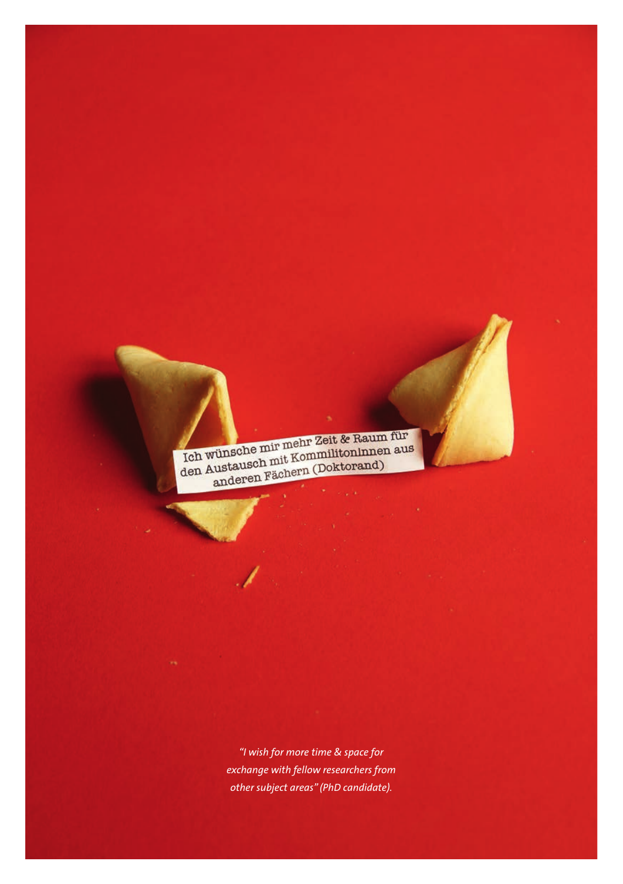Ich wünsche mir mehr Zeit & Raum für den Austausch mit KommilitonInnen aus anderen Fächern (Doktorand)

*"I wish for more time & space for exchange with fellow researchers from other subject areas" (PhD candidate).*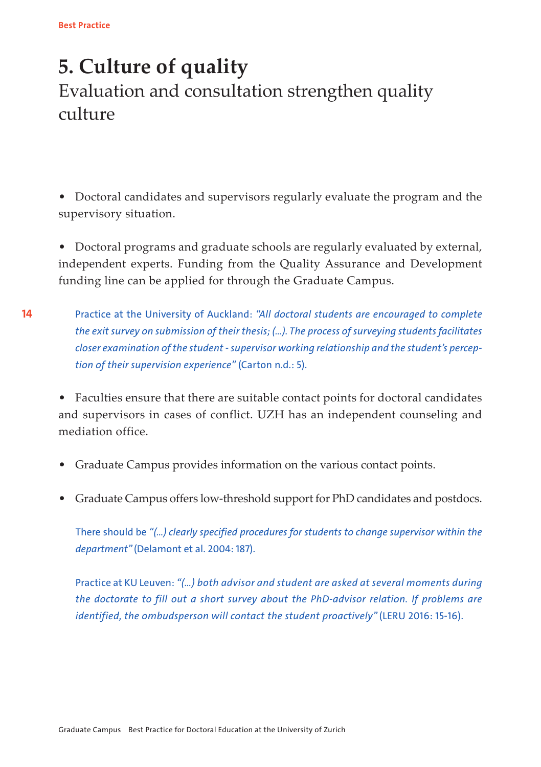# 5. Culture of quality

Evaluation and consultation strengthen quality culture

- Doctoral candidates and supervisors regularly evaluate the program and the supervisory situation.

- Doctoral programs and graduate schools are regularly evaluated by external, independent experts. Funding from the Quality Assurance and Development funding line can be applied for through the Graduate Campus.

Practice at the University of Auckland: *"All doctoral students are encouraged to complete the exit survey on submission of their thesis; (...). The process of surveying students facilitates closer examination of the student - supervisor working relationship and the student's perception of their supervision experience"* (Carton n.d.: 5).

- Faculties ensure that there are suitable contact points for doctoral candidates and supervisors in cases of conflict. UZH has an independent counseling and mediation office.

- Graduate Campus provides information on the various contact points.

- Graduate Campus offers low-threshold support for PhD candidates and postdocs.

There should be *"(...) clearly specified procedures for students to change supervisor within the department"* (Delamont et al. 2004: 187).

Practice at KU Leuven: *"(...) both advisor and student are asked at several moments during the doctorate to fill out a short survey about the PhD-advisor relation. If problems are identified, the ombudsperson will contact the student proactively"* (LERU 2016: 15-16).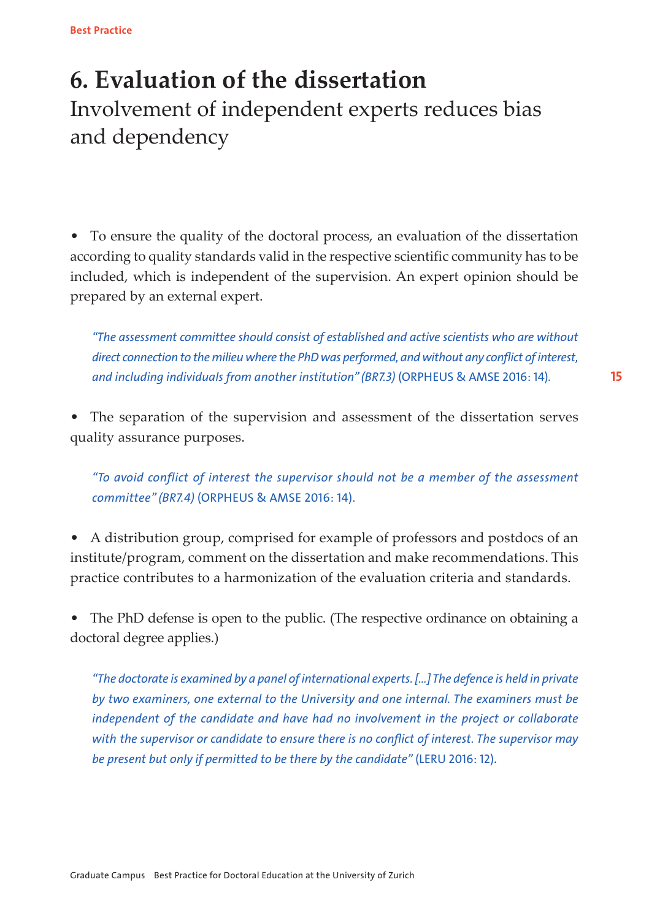# 6. Evaluation of the dissertation

Involvement of independent experts reduces bias and dependency

- To ensure the quality of the doctoral process, an evaluation of the dissertation according to quality standards valid in the respective scientific community has to be included, which is independent of the supervision. An expert opinion should be prepared by an external expert.

> *"The assessment committee should consist of established and active scientists who are without direct connection to the milieu where the PhD was performed, and without any conflict of interest, and including individuals from another institution" (BR7.3)* (ORPHEUS & AMSE 2016: 14).

- The separation of the supervision and assessment of the dissertation serves quality assurance purposes.

> *"To avoid conflict of interest the supervisor should not be a member of the assessment committee" (BR7.4)* (ORPHEUS & AMSE 2016: 14).

- A distribution group, comprised for example of professors and postdocs of an institute/program, comment on the dissertation and make recommendations. This practice contributes to a harmonization of the evaluation criteria and standards.

- The PhD defense is open to the public. (The respective ordinance on obtaining a doctoral degree applies.)

> *"The doctorate is examined by a panel of international experts. [...] The defence is held in private by two examiners, one external to the University and one internal. The examiners must be independent of the candidate and have had no involvement in the project or collaborate with the supervisor or candidate to ensure there is no conflict of interest. The supervisor may be present but only if permitted to be there by the candidate"* (LERU 2016: 12).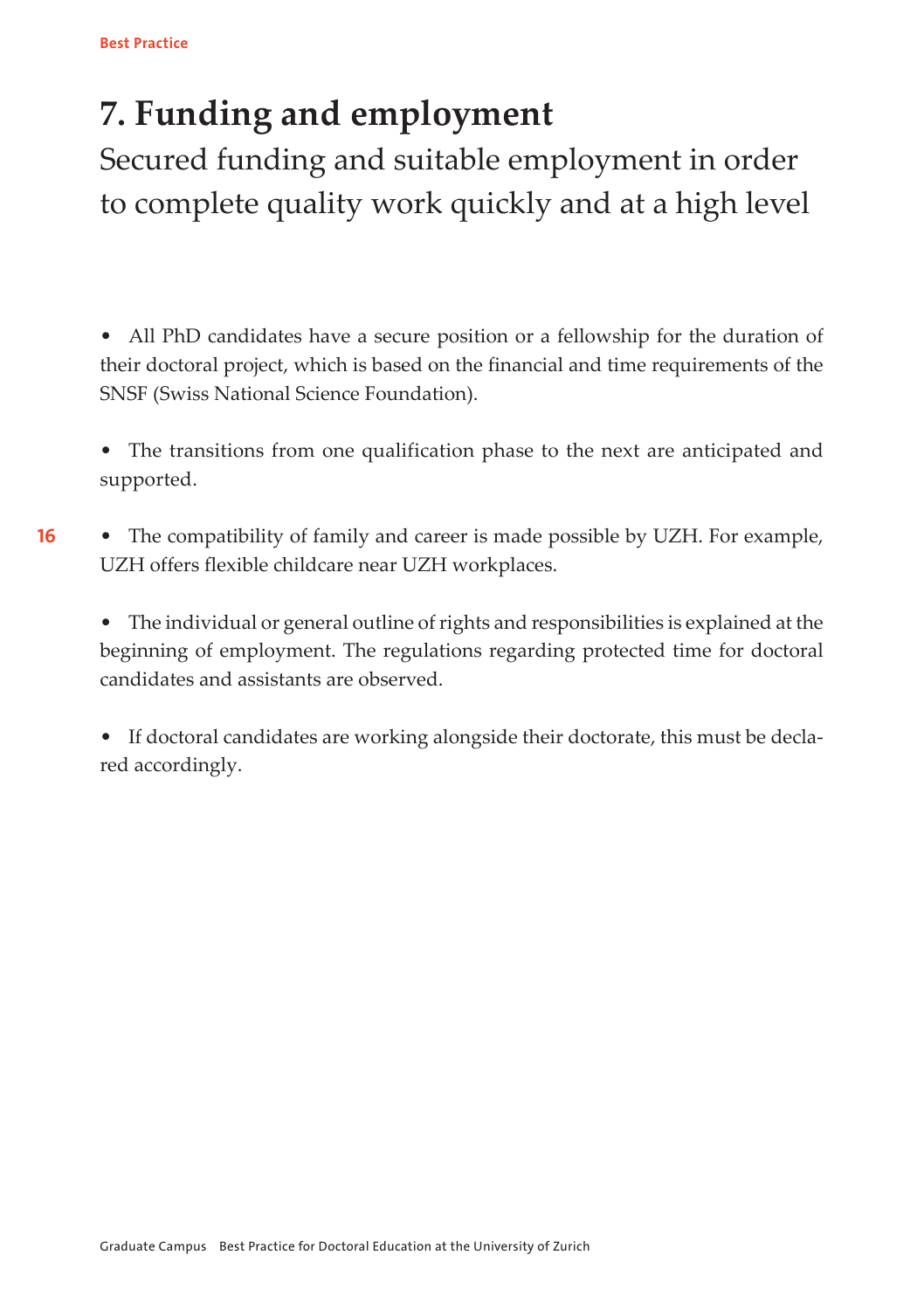# 7. Funding and employment

## Secured funding and suitable employment in order to complete quality work quickly and at a high level

- All PhD candidates have a secure position or a fellowship for the duration of their doctoral project, which is based on the financial and time requirements of the SNSF (Swiss National Science Foundation).

- The transitions from one qualification phase to the next are anticipated and supported.

- The compatibility of family and career is made possible by UZH. For example, UZH offers flexible childcare near UZH workplaces.

- The individual or general outline of rights and responsibilities is explained at the beginning of employment. The regulations regarding protected time for doctoral candidates and assistants are observed.

- If doctoral candidates are working alongside their doctorate, this must be declared accordingly.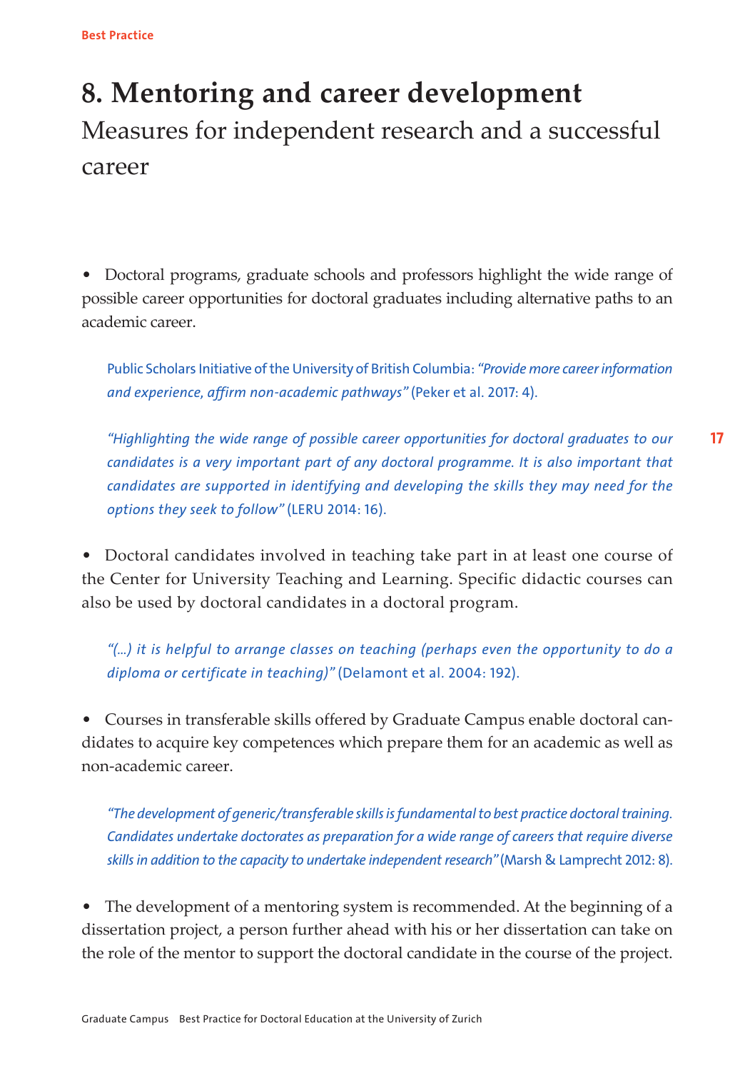# 8. Mentoring and career development

## Measures for independent research and a successful career

- Doctoral programs, graduate schools and professors highlight the wide range of possible career opportunities for doctoral graduates including alternative paths to an academic career.

> Public Scholars Initiative of the University of British Columbia: *"Provide more career information and experience, affirm non-academic pathways"* (Peker et al. 2017: 4).

> *"Highlighting the wide range of possible career opportunities for doctoral graduates to our candidates is a very important part of any doctoral programme. It is also important that candidates are supported in identifying and developing the skills they may need for the options they seek to follow"* (LERU 2014: 16).

- Doctoral candidates involved in teaching take part in at least one course of the Center for University Teaching and Learning. Specific didactic courses can also be used by doctoral candidates in a doctoral program.

> *"(...) it is helpful to arrange classes on teaching (perhaps even the opportunity to do a diploma or certificate in teaching)"* (Delamont et al. 2004: 192).

- Courses in transferable skills offered by Graduate Campus enable doctoral candidates to acquire key competences which prepare them for an academic as well as non-academic career.

> *"The development of generic/transferable skills is fundamental to best practice doctoral training. Candidates undertake doctorates as preparation for a wide range of careers that require diverse skills in addition to the capacity to undertake independent research"* (Marsh & Lamprecht 2012: 8).

- The development of a mentoring system is recommended. At the beginning of a dissertation project, a person further ahead with his or her dissertation can take on the role of the mentor to support the doctoral candidate in the course of the project.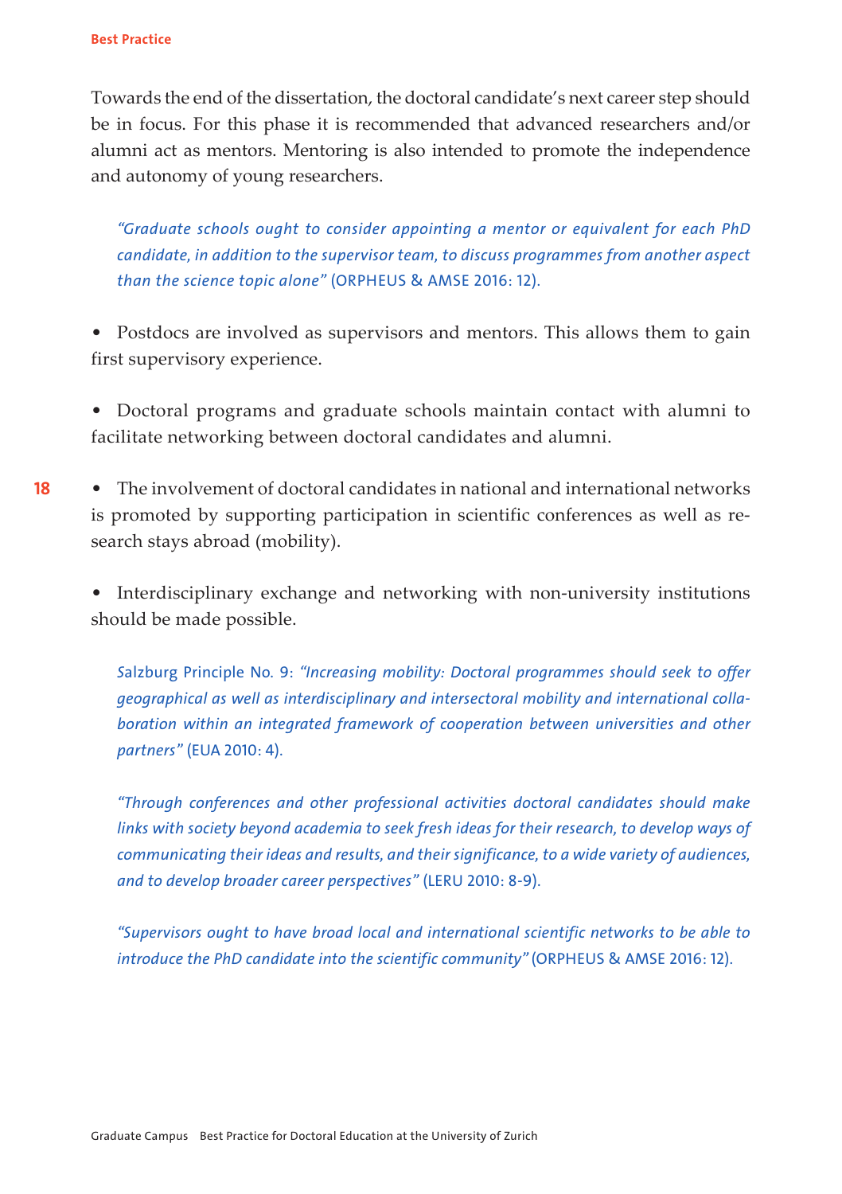Towards the end of the dissertation, the doctoral candidate's next career step should be in focus. For this phase it is recommended that advanced researchers and/or alumni act as mentors. Mentoring is also intended to promote the independence and autonomy of young researchers.

> *"Graduate schools ought to consider appointing a mentor or equivalent for each PhD candidate, in addition to the supervisor team, to discuss programmes from another aspect than the science topic alone"* (ORPHEUS & AMSE 2016: 12).

- Postdocs are involved as supervisors and mentors. This allows them to gain first supervisory experience.
- Doctoral programs and graduate schools maintain contact with alumni to facilitate networking between doctoral candidates and alumni.
- The involvement of doctoral candidates in national and international networks is promoted by supporting participation in scientific conferences as well as research stays abroad (mobility).
- Interdisciplinary exchange and networking with non-university institutions should be made possible.

> Salzburg Principle No. 9: *"Increasing mobility: Doctoral programmes should seek to offer geographical as well as interdisciplinary and intersectoral mobility and international collaboration within an integrated framework of cooperation between universities and other partners"* (EUA 2010: 4).

> *"Through conferences and other professional activities doctoral candidates should make links with society beyond academia to seek fresh ideas for their research, to develop ways of communicating their ideas and results, and their significance, to a wide variety of audiences, and to develop broader career perspectives"* (LERU 2010: 8-9).

> *"Supervisors ought to have broad local and international scientific networks to be able to introduce the PhD candidate into the scientific community"* (ORPHEUS & AMSE 2016: 12).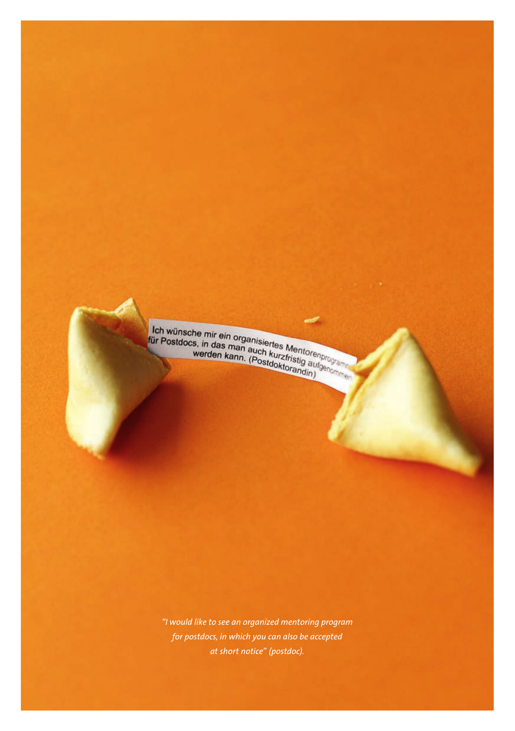*"I would like to see an organized mentoring program for postdocs, in which you can also be accepted at short notice" (postdoc).*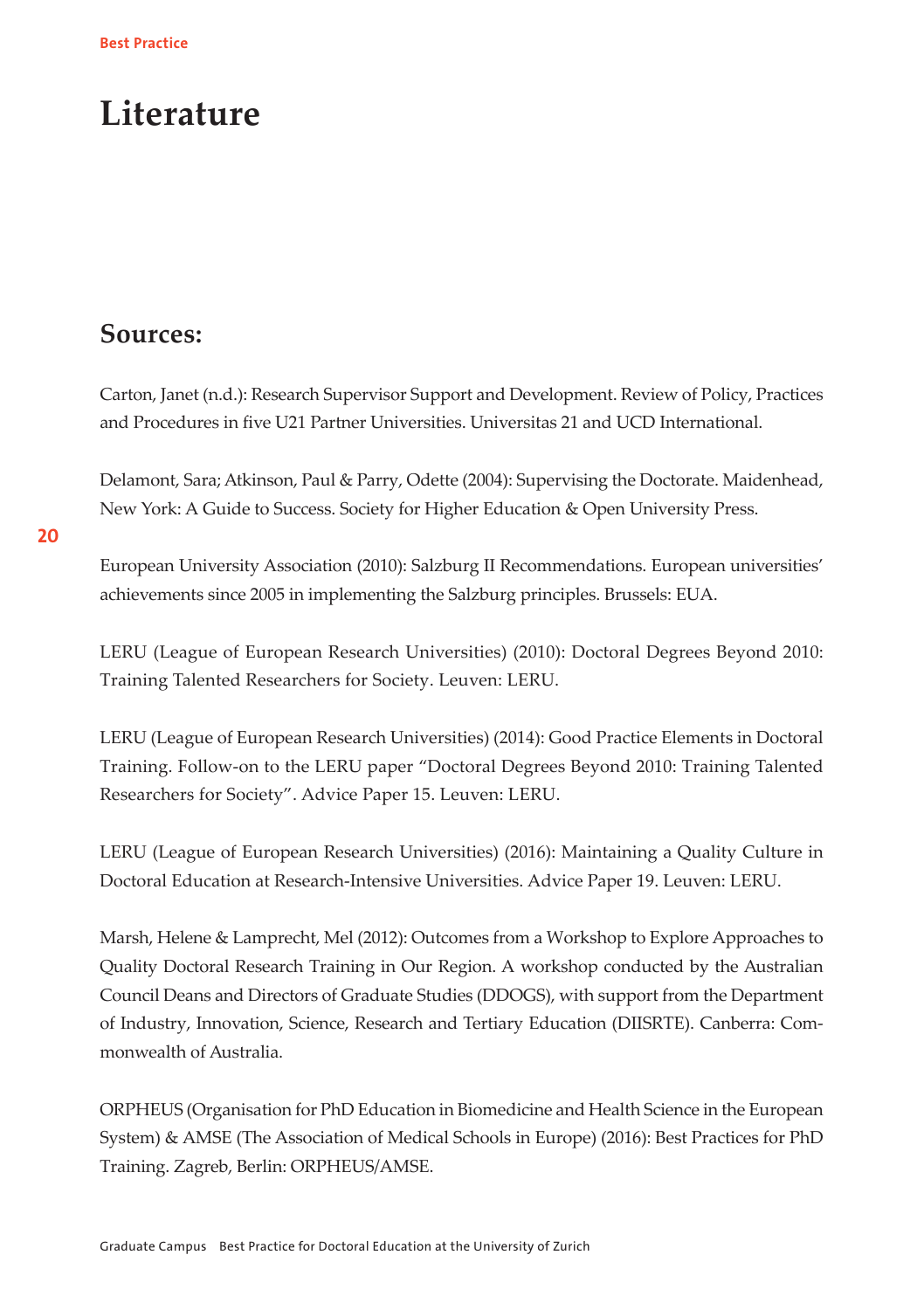# Literature

## Sources:

Carton, Janet (n.d.): Research Supervisor Support and Development. Review of Policy, Practices and Procedures in five U21 Partner Universities. Universitas 21 and UCD International.

Delamont, Sara; Atkinson, Paul & Parry, Odette (2004): Supervising the Doctorate. Maidenhead, New York: A Guide to Success. Society for Higher Education & Open University Press.

European University Association (2010): Salzburg II Recommendations. European universities' achievements since 2005 in implementing the Salzburg principles. Brussels: EUA.

LERU (League of European Research Universities) (2010): Doctoral Degrees Beyond 2010: Training Talented Researchers for Society. Leuven: LERU.

LERU (League of European Research Universities) (2014): Good Practice Elements in Doctoral Training. Follow-on to the LERU paper "Doctoral Degrees Beyond 2010: Training Talented Researchers for Society". Advice Paper 15. Leuven: LERU.

LERU (League of European Research Universities) (2016): Maintaining a Quality Culture in Doctoral Education at Research-Intensive Universities. Advice Paper 19. Leuven: LERU.

Marsh, Helene & Lamprecht, Mel (2012): Outcomes from a Workshop to Explore Approaches to Quality Doctoral Research Training in Our Region. A workshop conducted by the Australian Council Deans and Directors of Graduate Studies (DDOGS), with support from the Department of Industry, Innovation, Science, Research and Tertiary Education (DIISRTE). Canberra: Commonwealth of Australia.

ORPHEUS (Organisation for PhD Education in Biomedicine and Health Science in the European System) & AMSE (The Association of Medical Schools in Europe) (2016): Best Practices for PhD Training. Zagreb, Berlin: ORPHEUS/AMSE.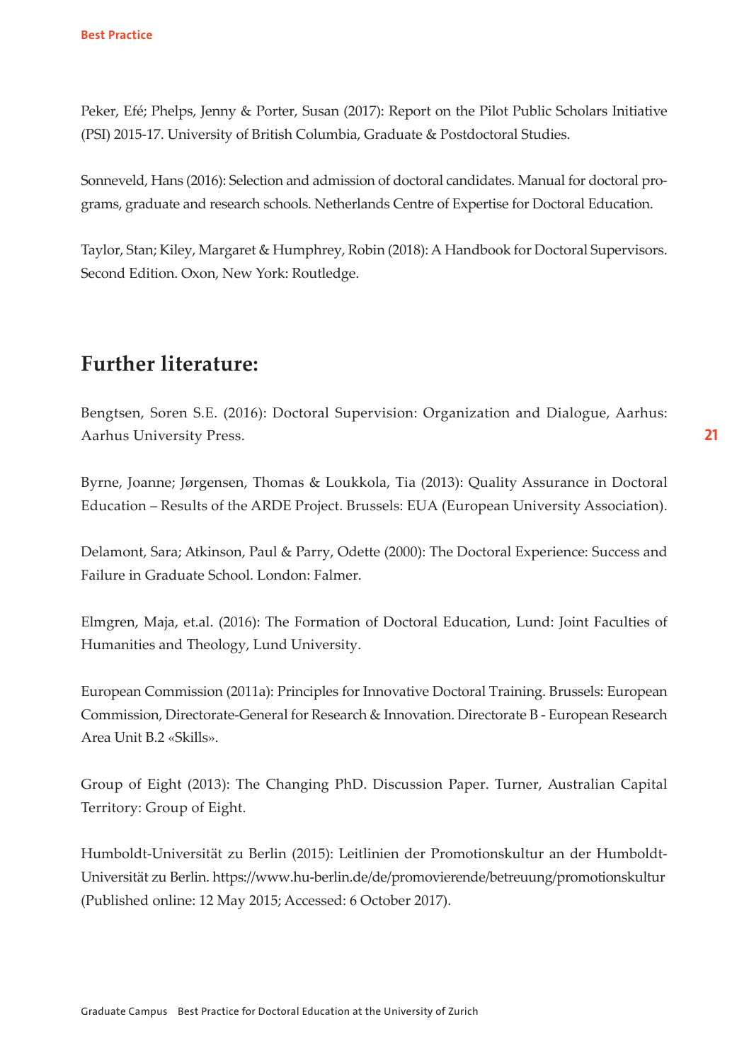Peker, Efé; Phelps, Jenny & Porter, Susan (2017): Report on the Pilot Public Scholars Initiative (PSI) 2015-17. University of British Columbia, Graduate & Postdoctoral Studies.

Sonneveld, Hans (2016): Selection and admission of doctoral candidates. Manual for doctoral programs, graduate and research schools. Netherlands Centre of Expertise for Doctoral Education.

Taylor, Stan; Kiley, Margaret & Humphrey, Robin (2018): A Handbook for Doctoral Supervisors. Second Edition. Oxon, New York: Routledge.

## Further literature:

Bengtsen, Soren S.E. (2016): Doctoral Supervision: Organization and Dialogue, Aarhus: Aarhus University Press.

Byrne, Joanne; Jørgensen, Thomas & Loukkola, Tia (2013): Quality Assurance in Doctoral Education – Results of the ARDE Project. Brussels: EUA (European University Association).

Delamont, Sara; Atkinson, Paul & Parry, Odette (2000): The Doctoral Experience: Success and Failure in Graduate School. London: Falmer.

Elmgren, Maja, et.al. (2016): The Formation of Doctoral Education, Lund: Joint Faculties of Humanities and Theology, Lund University.

European Commission (2011a): Principles for Innovative Doctoral Training. Brussels: European Commission, Directorate-General for Research & Innovation. Directorate B - European Research Area Unit B.2 «Skills».

Group of Eight (2013): The Changing PhD. Discussion Paper. Turner, Australian Capital Territory: Group of Eight.

Humboldt-Universität zu Berlin (2015): Leitlinien der Promotionskultur an der Humboldt-Universität zu Berlin. https://www.hu-berlin.de/de/promovierende/betreuung/promotionskultur (Published online: 12 May 2015; Accessed: 6 October 2017).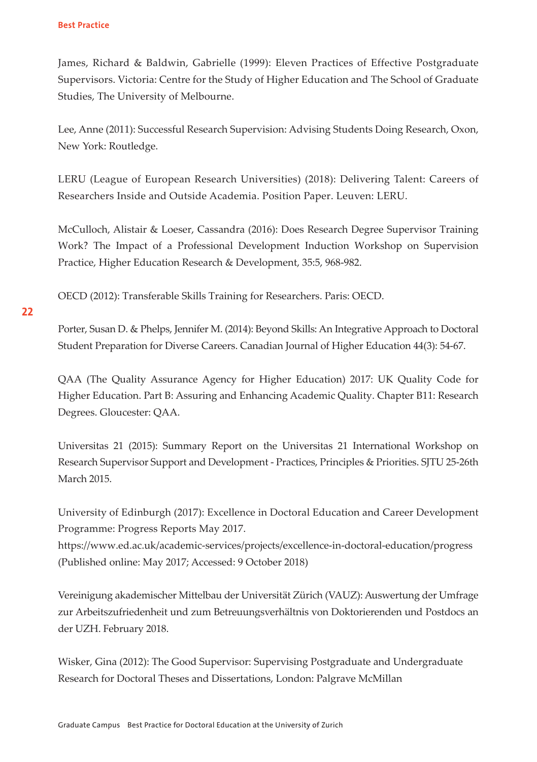James, Richard & Baldwin, Gabrielle (1999): Eleven Practices of Effective Postgraduate Supervisors. Victoria: Centre for the Study of Higher Education and The School of Graduate Studies, The University of Melbourne.

Lee, Anne (2011): Successful Research Supervision: Advising Students Doing Research, Oxon, New York: Routledge.

LERU (League of European Research Universities) (2018): Delivering Talent: Careers of Researchers Inside and Outside Academia. Position Paper. Leuven: LERU.

McCulloch, Alistair & Loeser, Cassandra (2016): Does Research Degree Supervisor Training Work? The Impact of a Professional Development Induction Workshop on Supervision Practice, Higher Education Research & Development, 35:5, 968-982.

OECD (2012): Transferable Skills Training for Researchers. Paris: OECD.

Porter, Susan D. & Phelps, Jennifer M. (2014): Beyond Skills: An Integrative Approach to Doctoral Student Preparation for Diverse Careers. Canadian Journal of Higher Education 44(3): 54-67.

QAA (The Quality Assurance Agency for Higher Education) 2017: UK Quality Code for Higher Education. Part B: Assuring and Enhancing Academic Quality. Chapter B11: Research Degrees. Gloucester: QAA.

Universitas 21 (2015): Summary Report on the Universitas 21 International Workshop on Research Supervisor Support and Development - Practices, Principles & Priorities. SJTU 25-26th March 2015.

University of Edinburgh (2017): Excellence in Doctoral Education and Career Development Programme: Progress Reports May 2017.
https://www.ed.ac.uk/academic-services/projects/excellence-in-doctoral-education/progress (Published online: May 2017; Accessed: 9 October 2018)

Vereinigung akademischer Mittelbau der Universität Zürich (VAUZ): Auswertung der Umfrage zur Arbeitszufriedenheit und zum Betreuungsverhältnis von Doktorierenden und Postdocs an der UZH. February 2018.

Wisker, Gina (2012): The Good Supervisor: Supervising Postgraduate and Undergraduate Research for Doctoral Theses and Dissertations, London: Palgrave McMillan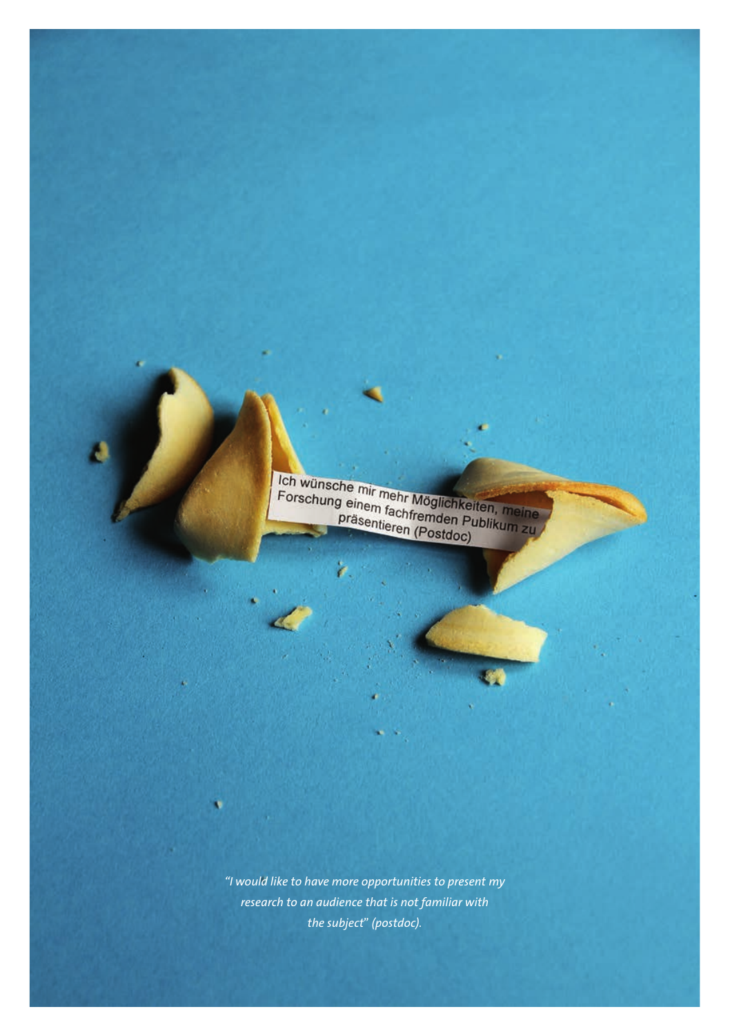Ich wünsche mir mehr Möglichkeiten, meine Forschung einem fachfremden Publikum zu präsentieren (Postdoc)

*"I would like to have more opportunities to present my research to an audience that is not familiar with the subject" (postdoc).*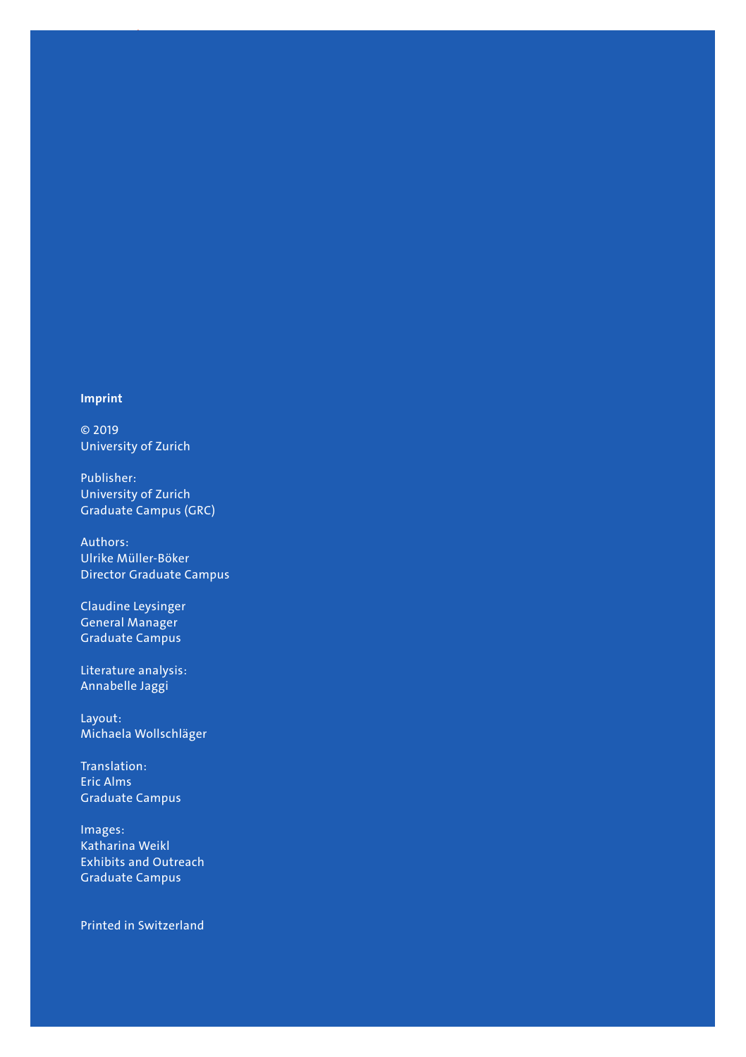**Imprint**

© 2019
University of Zurich

Publisher:
University of Zurich
Graduate Campus (GRC)

Authors:
Ulrike Müller-Böker
Director Graduate Campus

Claudine Leysinger
General Manager
Graduate Campus

Literature analysis:
Annabelle Jaggi

Layout:
Michaela Wollschläger

Translation:
Eric Alms
Graduate Campus

Images:
Katharina Weikl
Exhibits and Outreach
Graduate Campus

Printed in Switzerland